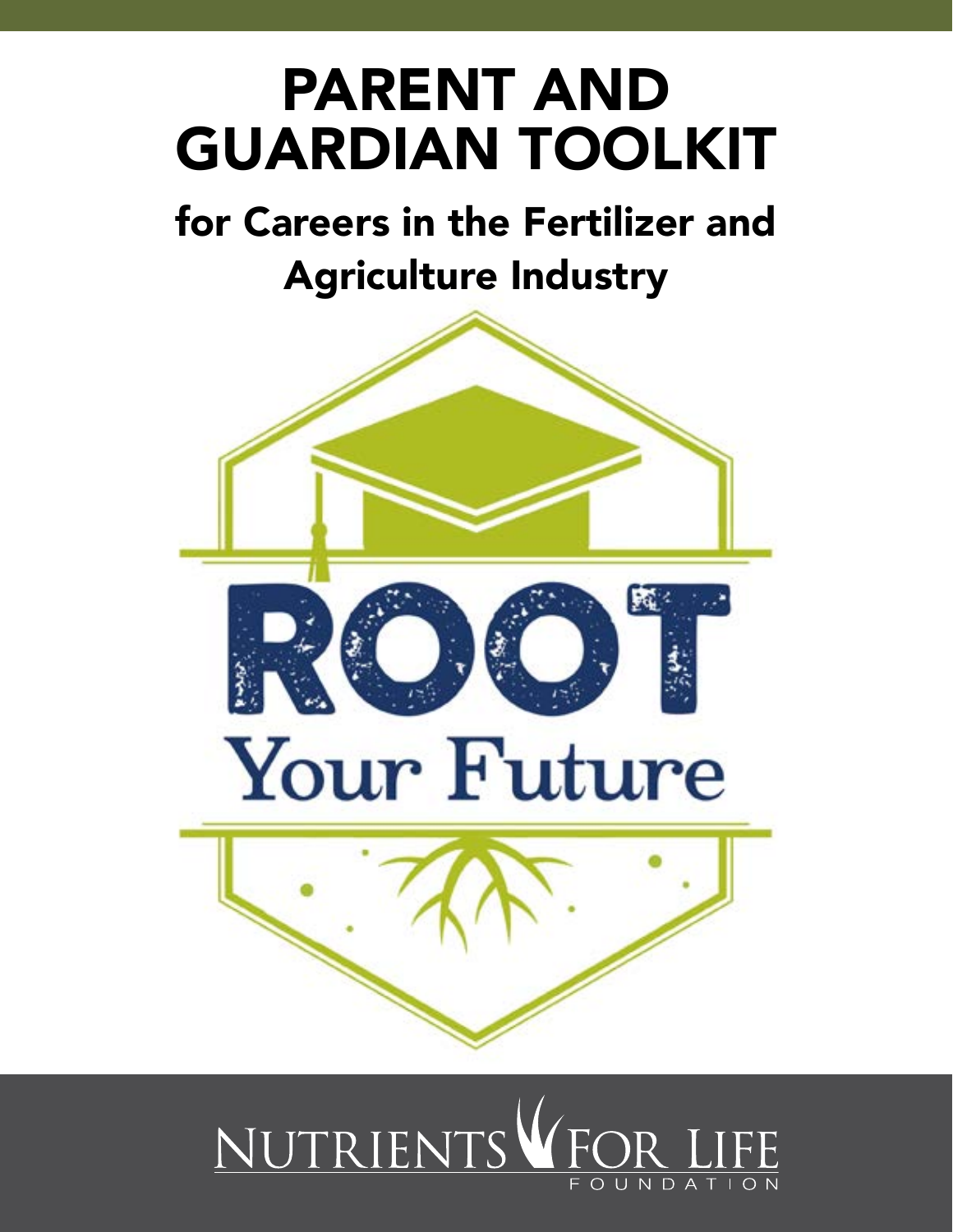# PARENT AND GUARDIAN TOOLKIT

## for Careers in the Fertilizer and Agriculture Industry

ROOT

Your Future

NUTRIENTS FOR LIFE

FOUNDATION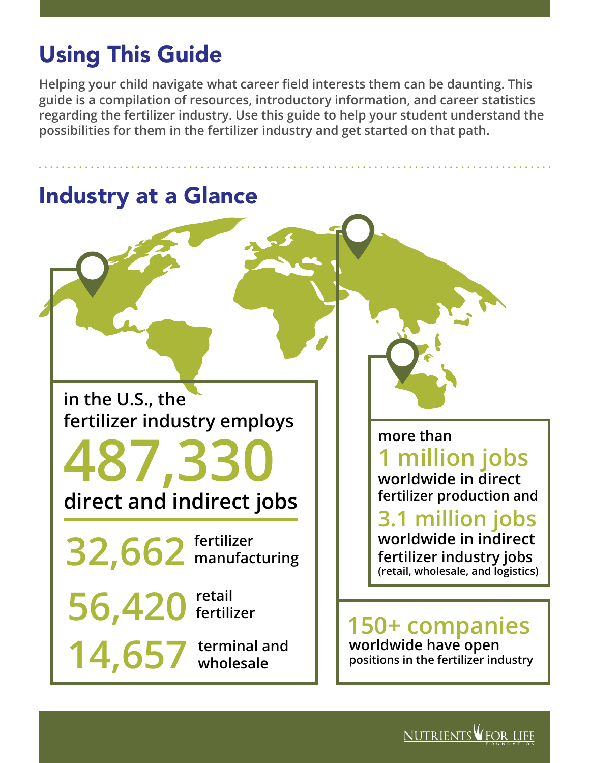# Using This Guide

**Helping your child navigate what career field interests them can be daunting. This guide is a compilation of resources, introductory information, and career statistics regarding the fertilizer industry. Use this guide to help your student understand the possibilities for them in the fertilizer industry and get started on that path.**

# Industry at a Glance

**in the U.S., the fertilizer industry employs**

**487,330**

**direct and indirect jobs**

**32,662** fertilizer manufacturing

**56,420** retail fertilizer

**14,657** terminal and wholesale

**more than**

**1 million jobs**

**worldwide in direct fertilizer production and**

**3.1 million jobs**

**worldwide in indirect fertilizer industry jobs (retail, wholesale, and logistics)**

**150+ companies**

**worldwide have open positions in the fertilizer industry**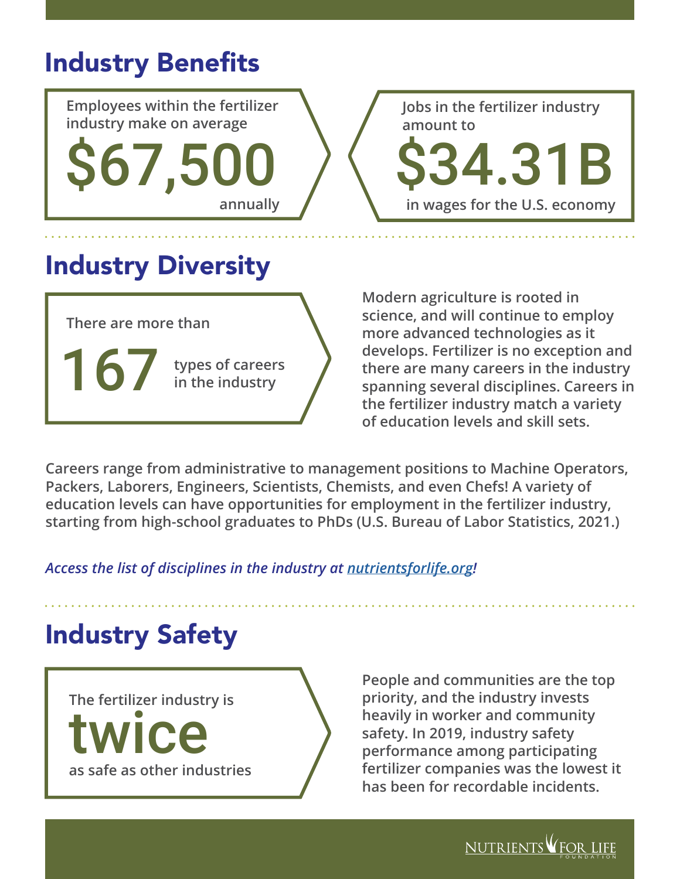## Industry Benefits

Employees within the fertilizer industry make on average

**$67,500**

annually

Jobs in the fertilizer industry amount to

**$34.31B**

in wages for the U.S. economy

## Industry Diversity

There are more than

**167** types of careers in the industry

Modern agriculture is rooted in science, and will continue to employ more advanced technologies as it develops. Fertilizer is no exception and there are many careers in the industry spanning several disciplines. Careers in the fertilizer industry match a variety of education levels and skill sets.

Careers range from administrative to management positions to Machine Operators, Packers, Laborers, Engineers, Scientists, Chemists, and even Chefs! A variety of education levels can have opportunities for employment in the fertilizer industry, starting from high-school graduates to PhDs (U.S. Bureau of Labor Statistics, 2021.)

*Access the list of disciplines in the industry at nutrientsforlife.org!*

## Industry Safety

The fertilizer industry is

**twice**

as safe as other industries

People and communities are the top priority, and the industry invests heavily in worker and community safety. In 2019, industry safety performance among participating fertilizer companies was the lowest it has been for recordable incidents.

Nutrients for Life Foundation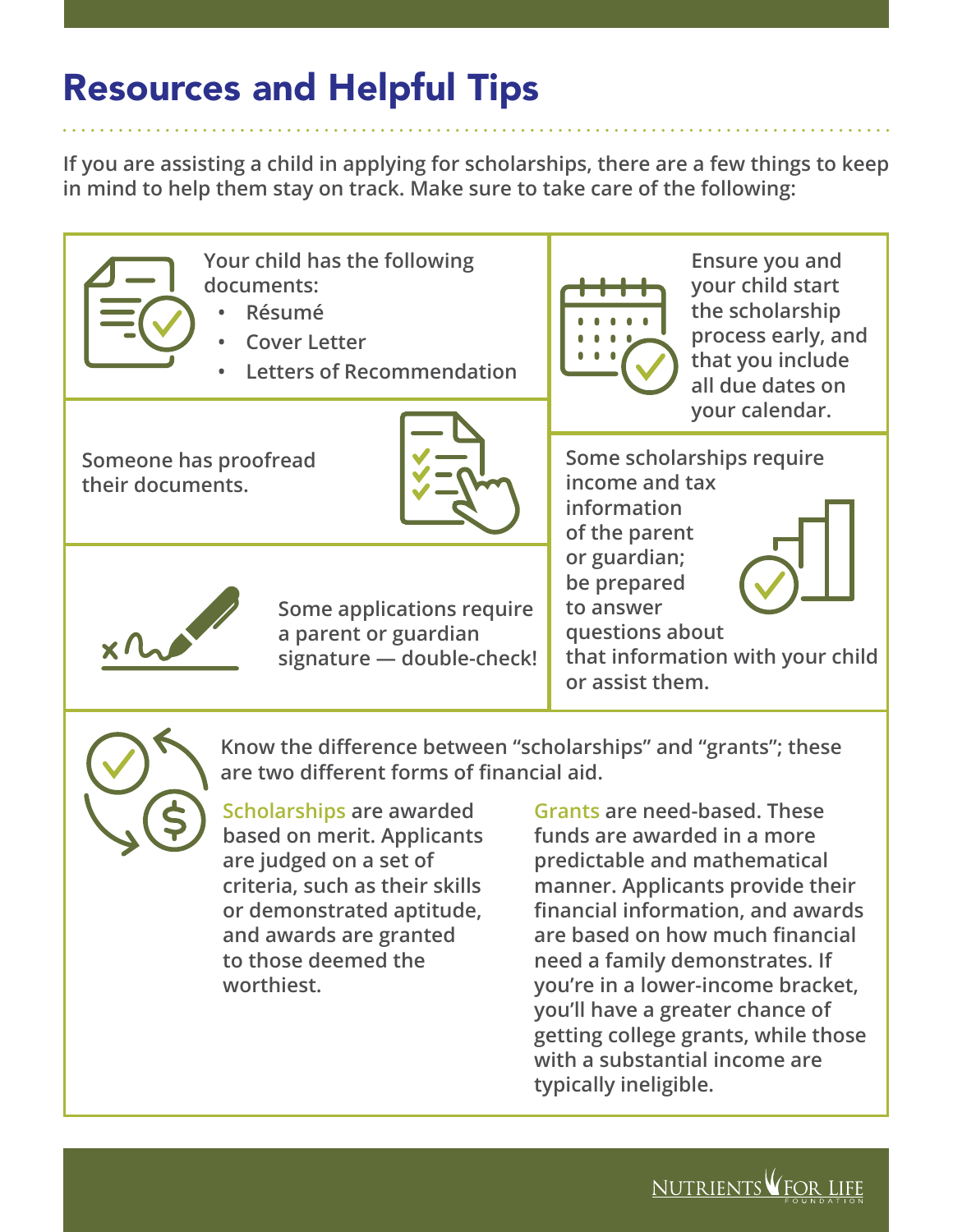# Resources and Helpful Tips

**If you are assisting a child in applying for scholarships, there are a few things to keep in mind to help them stay on track. Make sure to take care of the following:**

Your child has the following documents:

- Résumé
- Cover Letter
- Letters of Recommendation

Ensure you and your child start the scholarship process early, and that you include all due dates on your calendar.

Someone has proofread their documents.

Some scholarships require income and tax information of the parent or guardian; be prepared to answer questions about that information with your child or assist them.

Some applications require a parent or guardian signature — double-check!

Know the difference between "scholarships" and "grants"; these are two different forms of financial aid.

**Scholarships** are awarded based on merit. Applicants are judged on a set of criteria, such as their skills or demonstrated aptitude, and awards are granted to those deemed the worthiest.

**Grants** are need-based. These funds are awarded in a more predictable and mathematical manner. Applicants provide their financial information, and awards are based on how much financial need a family demonstrates. If you're in a lower-income bracket, you'll have a greater chance of getting college grants, while those with a substantial income are typically ineligible.

Nutrients for Life Foundation